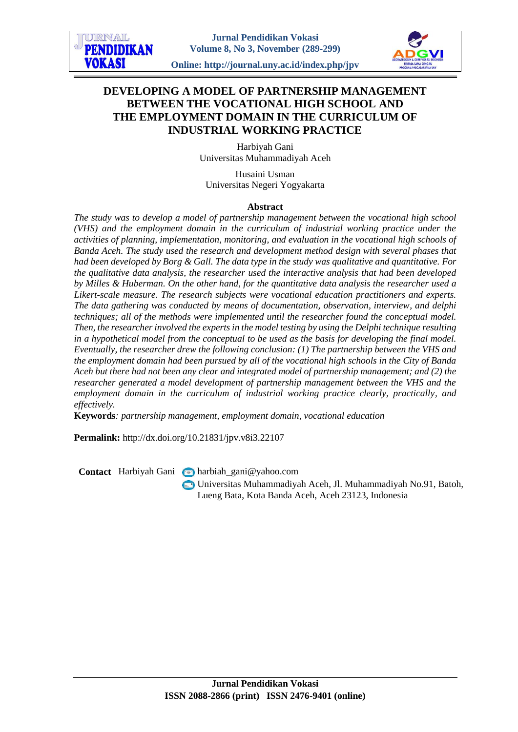# DEVELOPING A MODEL OF PARTNERSHIP MANAGEMENT BETWEEN THE VOCATIONAL HIGH SCHOOL AND THE EMPLOYMENT DOMAIN IN THE CURRICULUM OF INDUSTRIAL WORKING PRACTICE

Harbiyah Gani
Universitas Muhammadiyah Aceh

Husaini Usman
Universitas Negeri Yogyakarta

## Abstract

*The study was to develop a model of partnership management between the vocational high school (VHS) and the employment domain in the curriculum of industrial working practice under the activities of planning, implementation, monitoring, and evaluation in the vocational high schools of Banda Aceh. The study used the research and development method design with several phases that had been developed by Borg & Gall. The data type in the study was qualitative and quantitative. For the qualitative data analysis, the researcher used the interactive analysis that had been developed by Milles & Huberman. On the other hand, for the quantitative data analysis the researcher used a Likert-scale measure. The research subjects were vocational education practitioners and experts. The data gathering was conducted by means of documentation, observation, interview, and delphi techniques; all of the methods were implemented until the researcher found the conceptual model. Then, the researcher involved the experts in the model testing by using the Delphi technique resulting in a hypothetical model from the conceptual to be used as the basis for developing the final model. Eventually, the researcher drew the following conclusion: (1) The partnership between the VHS and the employment domain had been pursued by all of the vocational high schools in the City of Banda Aceh but there had not been any clear and integrated model of partnership management; and (2) the researcher generated a model development of partnership management between the VHS and the employment domain in the curriculum of industrial working practice clearly, practically, and effectively.*

**Keywords***: partnership management, employment domain, vocational education*

**Permalink:** http://dx.doi.org/10.21831/jpv.v8i3.22107

**Contact** Harbiyah Gani harbiah_gani@yahoo.com
Universitas Muhammadiyah Aceh, Jl. Muhammadiyah No.91, Batoh, Lueng Bata, Kota Banda Aceh, Aceh 23123, Indonesia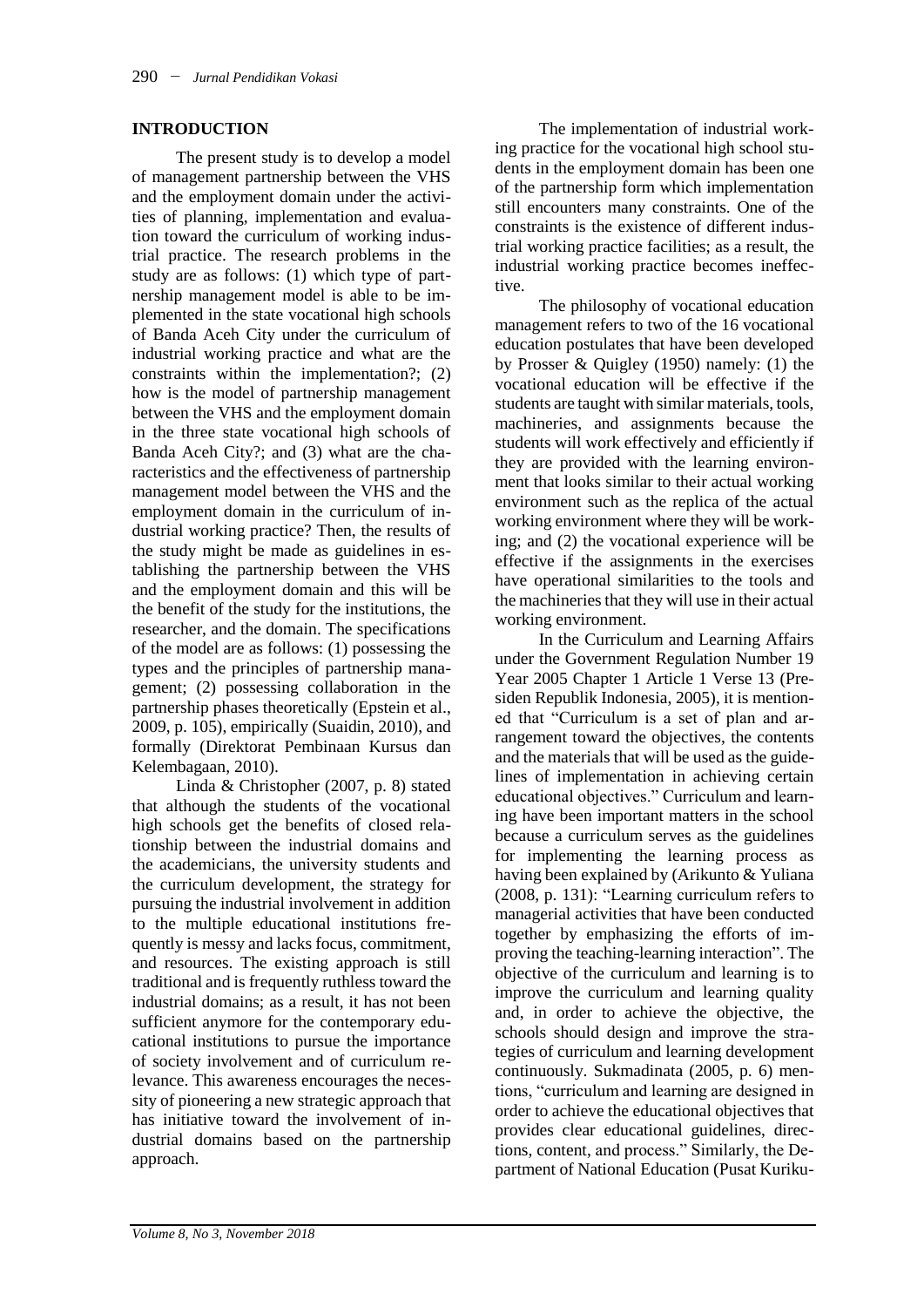## INTRODUCTION

The present study is to develop a model of management partnership between the VHS and the employment domain under the activities of planning, implementation and evaluation toward the curriculum of working industrial practice. The research problems in the study are as follows: (1) which type of partnership management model is able to be implemented in the state vocational high schools of Banda Aceh City under the curriculum of industrial working practice and what are the constraints within the implementation?; (2) how is the model of partnership management between the VHS and the employment domain in the three state vocational high schools of Banda Aceh City?; and (3) what are the characteristics and the effectiveness of partnership management model between the VHS and the employment domain in the curriculum of industrial working practice? Then, the results of the study might be made as guidelines in establishing the partnership between the VHS and the employment domain and this will be the benefit of the study for the institutions, the researcher, and the domain. The specifications of the model are as follows: (1) possessing the types and the principles of partnership management; (2) possessing collaboration in the partnership phases theoretically (Epstein et al., 2009, p. 105), empirically (Suaidin, 2010), and formally (Direktorat Pembinaan Kursus dan Kelembagaan, 2010).

Linda & Christopher (2007, p. 8) stated that although the students of the vocational high schools get the benefits of closed relationship between the industrial domains and the academicians, the university students and the curriculum development, the strategy for pursuing the industrial involvement in addition to the multiple educational institutions frequently is messy and lacks focus, commitment, and resources. The existing approach is still traditional and is frequently ruthless toward the industrial domains; as a result, it has not been sufficient anymore for the contemporary educational institutions to pursue the importance of society involvement and of curriculum relevance. This awareness encourages the necessity of pioneering a new strategic approach that has initiative toward the involvement of industrial domains based on the partnership approach.

The implementation of industrial working practice for the vocational high school students in the employment domain has been one of the partnership form which implementation still encounters many constraints. One of the constraints is the existence of different industrial working practice facilities; as a result, the industrial working practice becomes ineffective.

The philosophy of vocational education management refers to two of the 16 vocational education postulates that have been developed by Prosser & Quigley (1950) namely: (1) the vocational education will be effective if the students are taught with similar materials, tools, machineries, and assignments because the students will work effectively and efficiently if they are provided with the learning environment that looks similar to their actual working environment such as the replica of the actual working environment where they will be working; and (2) the vocational experience will be effective if the assignments in the exercises have operational similarities to the tools and the machineries that they will use in their actual working environment.

In the Curriculum and Learning Affairs under the Government Regulation Number 19 Year 2005 Chapter 1 Article 1 Verse 13 (Presiden Republik Indonesia, 2005), it is mentioned that "Curriculum is a set of plan and arrangement toward the objectives, the contents and the materials that will be used as the guidelines of implementation in achieving certain educational objectives." Curriculum and learning have been important matters in the school because a curriculum serves as the guidelines for implementing the learning process as having been explained by (Arikunto & Yuliana (2008, p. 131): "Learning curriculum refers to managerial activities that have been conducted together by emphasizing the efforts of improving the teaching-learning interaction". The objective of the curriculum and learning is to improve the curriculum and learning quality and, in order to achieve the objective, the schools should design and improve the strategies of curriculum and learning development continuously. Sukmadinata (2005, p. 6) mentions, "curriculum and learning are designed in order to achieve the educational objectives that provides clear educational guidelines, directions, content, and process." Similarly, the Department of National Education (Pusat Kuriku-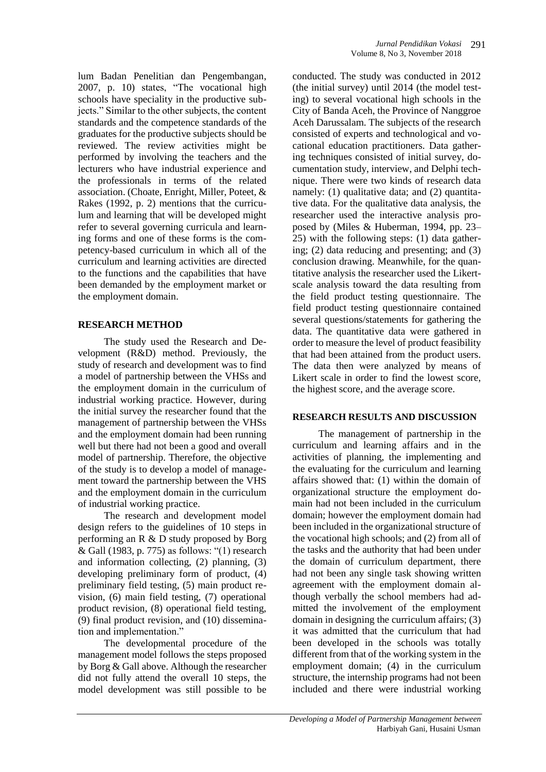lum Badan Penelitian dan Pengembangan, 2007, p. 10) states, "The vocational high schools have speciality in the productive subjects." Similar to the other subjects, the content standards and the competence standards of the graduates for the productive subjects should be reviewed. The review activities might be performed by involving the teachers and the lecturers who have industrial experience and the professionals in terms of the related association. (Choate, Enright, Miller, Poteet, & Rakes (1992, p. 2) mentions that the curriculum and learning that will be developed might refer to several governing curricula and learning forms and one of these forms is the competency-based curriculum in which all of the curriculum and learning activities are directed to the functions and the capabilities that have been demanded by the employment market or the employment domain.

## RESEARCH METHOD

The study used the Research and Development (R&D) method. Previously, the study of research and development was to find a model of partnership between the VHSs and the employment domain in the curriculum of industrial working practice. However, during the initial survey the researcher found that the management of partnership between the VHSs and the employment domain had been running well but there had not been a good and overall model of partnership. Therefore, the objective of the study is to develop a model of management toward the partnership between the VHS and the employment domain in the curriculum of industrial working practice.

The research and development model design refers to the guidelines of 10 steps in performing an R & D study proposed by Borg & Gall (1983, p. 775) as follows: "(1) research and information collecting, (2) planning, (3) developing preliminary form of product, (4) preliminary field testing, (5) main product revision, (6) main field testing, (7) operational product revision, (8) operational field testing, (9) final product revision, and (10) dissemination and implementation."

The developmental procedure of the management model follows the steps proposed by Borg & Gall above. Although the researcher did not fully attend the overall 10 steps, the model development was still possible to be conducted. The study was conducted in 2012 (the initial survey) until 2014 (the model testing) to several vocational high schools in the City of Banda Aceh, the Province of Nanggroe Aceh Darussalam. The subjects of the research consisted of experts and technological and vocational education practitioners. Data gathering techniques consisted of initial survey, documentation study, interview, and Delphi technique. There were two kinds of research data namely: (1) qualitative data; and (2) quantitative data. For the qualitative data analysis, the researcher used the interactive analysis proposed by (Miles & Huberman, 1994, pp. 23–25) with the following steps: (1) data gathering; (2) data reducing and presenting; and (3) conclusion drawing. Meanwhile, for the quantitative analysis the researcher used the Likert-scale analysis toward the data resulting from the field product testing questionnaire. The field product testing questionnaire contained several questions/statements for gathering the data. The quantitative data were gathered in order to measure the level of product feasibility that had been attained from the product users. The data then were analyzed by means of Likert scale in order to find the lowest score, the highest score, and the average score.

## RESEARCH RESULTS AND DISCUSSION

The management of partnership in the curriculum and learning affairs and in the activities of planning, the implementing and the evaluating for the curriculum and learning affairs showed that: (1) within the domain of organizational structure the employment domain had not been included in the curriculum domain; however the employment domain had been included in the organizational structure of the vocational high schools; and (2) from all of the tasks and the authority that had been under the domain of curriculum department, there had not been any single task showing written agreement with the employment domain although verbally the school members had admitted the involvement of the employment domain in designing the curriculum affairs; (3) it was admitted that the curriculum that had been developed in the schools was totally different from that of the working system in the employment domain; (4) in the curriculum structure, the internship programs had not been included and there were industrial working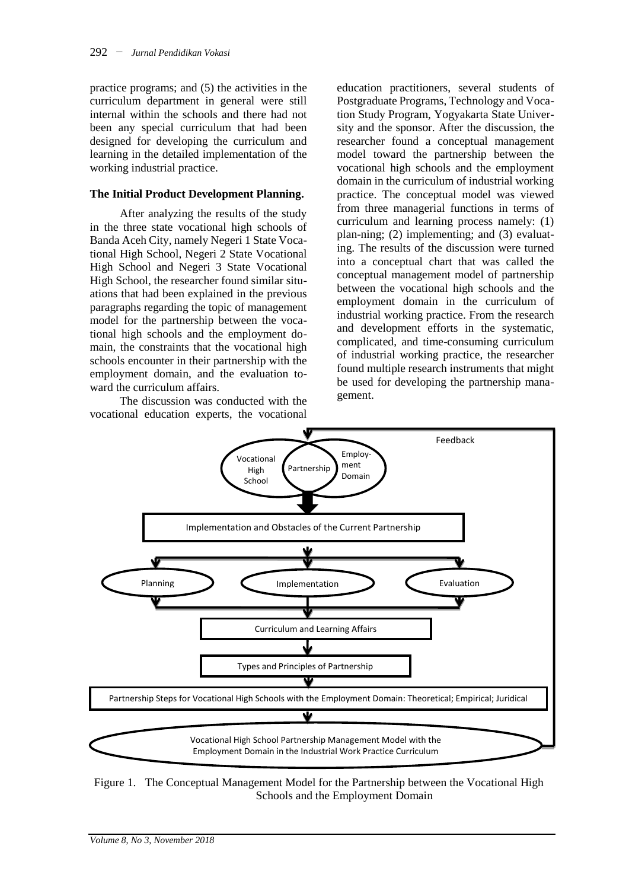practice programs; and (5) the activities in the curriculum department in general were still internal within the schools and there had not been any special curriculum that had been designed for developing the curriculum and learning in the detailed implementation of the working industrial practice.

**The Initial Product Development Planning.**

After analyzing the results of the study in the three state vocational high schools of Banda Aceh City, namely Negeri 1 State Vocational High School, Negeri 2 State Vocational High School and Negeri 3 State Vocational High School, the researcher found similar situations that had been explained in the previous paragraphs regarding the topic of management model for the partnership between the vocational high schools and the employment domain, the constraints that the vocational high schools encounter in their partnership with the employment domain, and the evaluation toward the curriculum affairs.

The discussion was conducted with the vocational education experts, the vocational education practitioners, several students of Postgraduate Programs, Technology and Vocation Study Program, Yogyakarta State University and the sponsor. After the discussion, the researcher found a conceptual management model toward the partnership between the vocational high schools and the employment domain in the curriculum of industrial working practice. The conceptual model was viewed from three managerial functions in terms of curriculum and learning process namely: (1) plan-ning; (2) implementing; and (3) evaluating. The results of the discussion were turned into a conceptual chart that was called the conceptual management model of partnership between the vocational high schools and the employment domain in the curriculum of industrial working practice. From the research and development efforts in the systematic, complicated, and time-consuming curriculum of industrial working practice, the researcher found multiple research instruments that might be used for developing the partnership management.

Feedback

Vocational High School | Partnership | Employment Domain

Implementation and Obstacles of the Current Partnership

Planning | Implementation | Evaluation

Curriculum and Learning Affairs

Types and Principles of Partnership

Partnership Steps for Vocational High Schools with the Employment Domain: Theoretical; Empirical; Juridical

Vocational High School Partnership Management Model with the Employment Domain in the Industrial Work Practice Curriculum

Figure 1. The Conceptual Management Model for the Partnership between the Vocational High Schools and the Employment Domain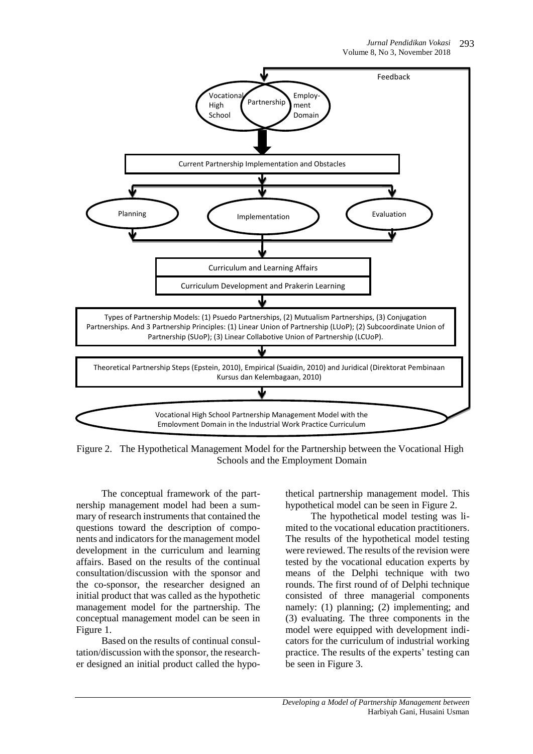Feedback

Vocational High School — Partnership — Employment Domain

Current Partnership Implementation and Obstacles

Planning | Implementation | Evaluation

Curriculum and Learning Affairs

Curriculum Development and Prakerin Learning

Types of Partnership Models: (1) Psuedo Partnerships, (2) Mutualism Partnerships, (3) Conjugation Partnerships. And 3 Partnership Principles: (1) Linear Union of Partnership (LUoP); (2) Subcoordinate Union of Partnership (SUoP); (3) Linear Collabotive Union of Partnership (LCUoP).

Theoretical Partnership Steps (Epstein, 2010), Empirical (Suaidin, 2010) and Juridical (Direktorat Pembinaan Kursus dan Kelembagaan, 2010)

Vocational High School Partnership Management Model with the Employment Domain in the Industrial Work Practice Curriculum

Figure 2. The Hypothetical Management Model for the Partnership between the Vocational High Schools and the Employment Domain

The conceptual framework of the partnership management model had been a summary of research instruments that contained the questions toward the description of components and indicators for the management model development in the curriculum and learning affairs. Based on the results of the continual consultation/discussion with the sponsor and the co-sponsor, the researcher designed an initial product that was called as the hypothetic management model for the partnership. The conceptual management model can be seen in Figure 1.

Based on the results of continual consultation/discussion with the sponsor, the researcher designed an initial product called the hypothetical partnership management model. This hypothetical model can be seen in Figure 2.

The hypothetical model testing was limited to the vocational education practitioners. The results of the hypothetical model testing were reviewed. The results of the revision were tested by the vocational education experts by means of the Delphi technique with two rounds. The first round of of Delphi technique consisted of three managerial components namely: (1) planning; (2) implementing; and (3) evaluating. The three components in the model were equipped with development indicators for the curriculum of industrial working practice. The results of the experts' testing can be seen in Figure 3.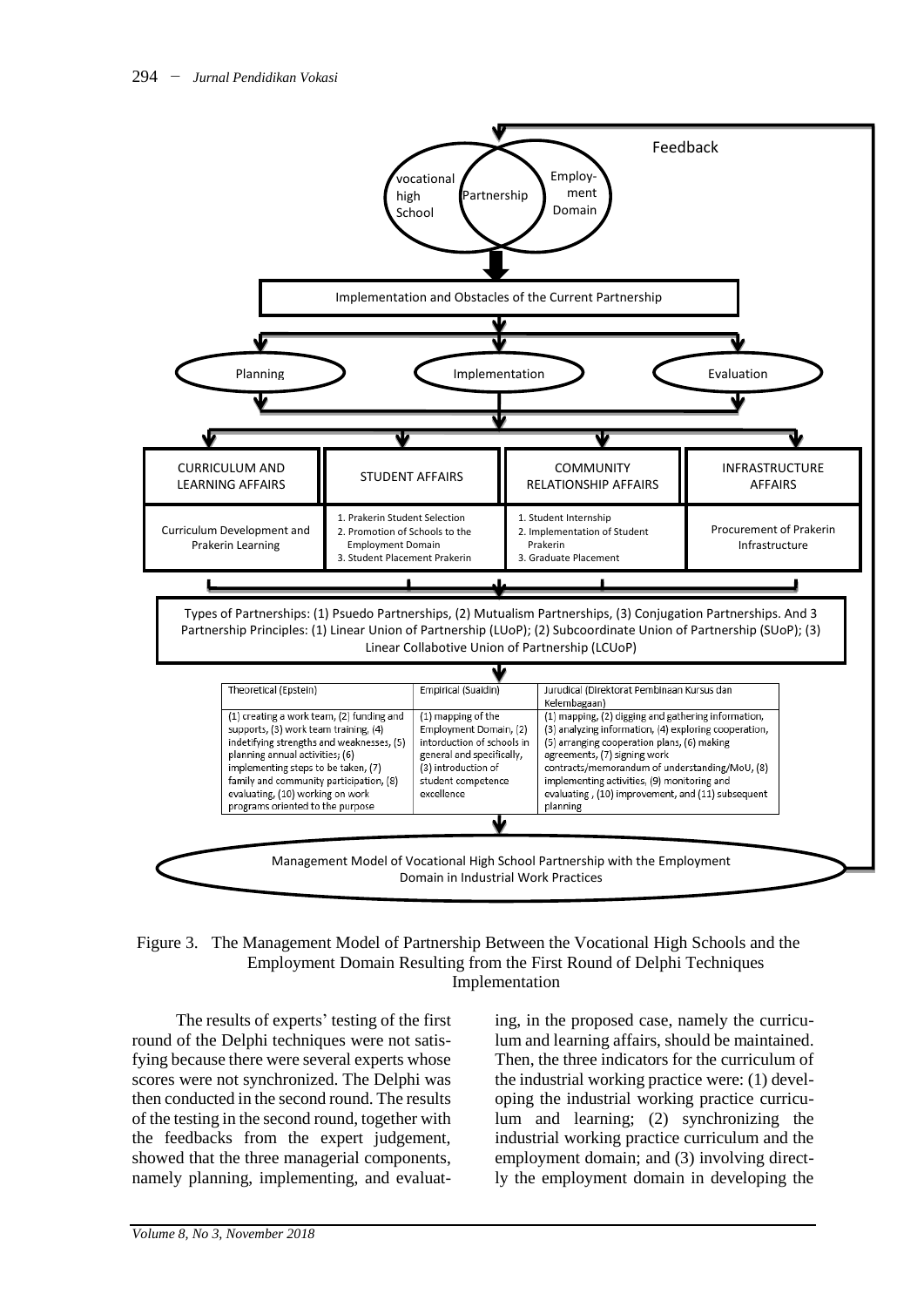Feedback

vocational high School | Partnership | Employment Domain

Implementation and Obstacles of the Current Partnership

Planning | Implementation | Evaluation

| CURRICULUM AND LEARNING AFFAIRS | STUDENT AFFAIRS | COMMUNITY RELATIONSHIP AFFAIRS | INFRASTRUCTURE AFFAIRS |
|---|---|---|---|
| Curriculum Development and Prakerin Learning | 1. Prakerin Student Selection 2. Promotion of Schools to the Employment Domain 3. Student Placement Prakerin | 1. Student Internship 2. Implementation of Student Prakerin 3. Graduate Placement | Procurement of Prakerin Infrastructure |

Types of Partnerships: (1) Psuedo Partnerships, (2) Mutualism Partnerships, (3) Conjugation Partnerships. And 3 Partnership Principles: (1) Linear Union of Partnership (LUoP); (2) Subcoordinate Union of Partnership (SUoP); (3) Linear Collabotive Union of Partnership (LCUoP)

| Theoretical (Epstein) | Empirical (Suaidin) | Jurudical (Direktorat Pembinaan Kursus dan Kelembagaan) |
|---|---|---|
| (1) creating a work team, (2) funding and supports, (3) work team training, (4) indetifying strengths and weaknesses, (5) planning annual activities; (6) implementing steps to be taken, (7) family and community participation, (8) evaluating, (10) working on work programs oriented to the purpose | (1) mapping of the Employment Domain, (2) intorduction of schools in general and specifically, (3) introduction of student competence excellence | (1) mapping, (2) digging and gathering information, (3) analyzing information, (4) exploring cooperation, (5) arranging cooperation plans, (6) making agreements, (7) signing work contracts/memorandum of understanding/MoU, (8) implementing activities, (9) monitoring and evaluating , (10) improvement, and (11) subsequent planning |

Management Model of Vocational High School Partnership with the Employment Domain in Industrial Work Practices

Figure 3. The Management Model of Partnership Between the Vocational High Schools and the Employment Domain Resulting from the First Round of Delphi Techniques Implementation

The results of experts' testing of the first round of the Delphi techniques were not satisfying because there were several experts whose scores were not synchronized. The Delphi was then conducted in the second round. The results of the testing in the second round, together with the feedbacks from the expert judgement, showed that the three managerial components, namely planning, implementing, and evaluating, in the proposed case, namely the curriculum and learning affairs, should be maintained. Then, the three indicators for the curriculum of the industrial working practice were: (1) developing the industrial working practice curriculum and learning; (2) synchronizing the industrial working practice curriculum and the employment domain; and (3) involving directly the employment domain in developing the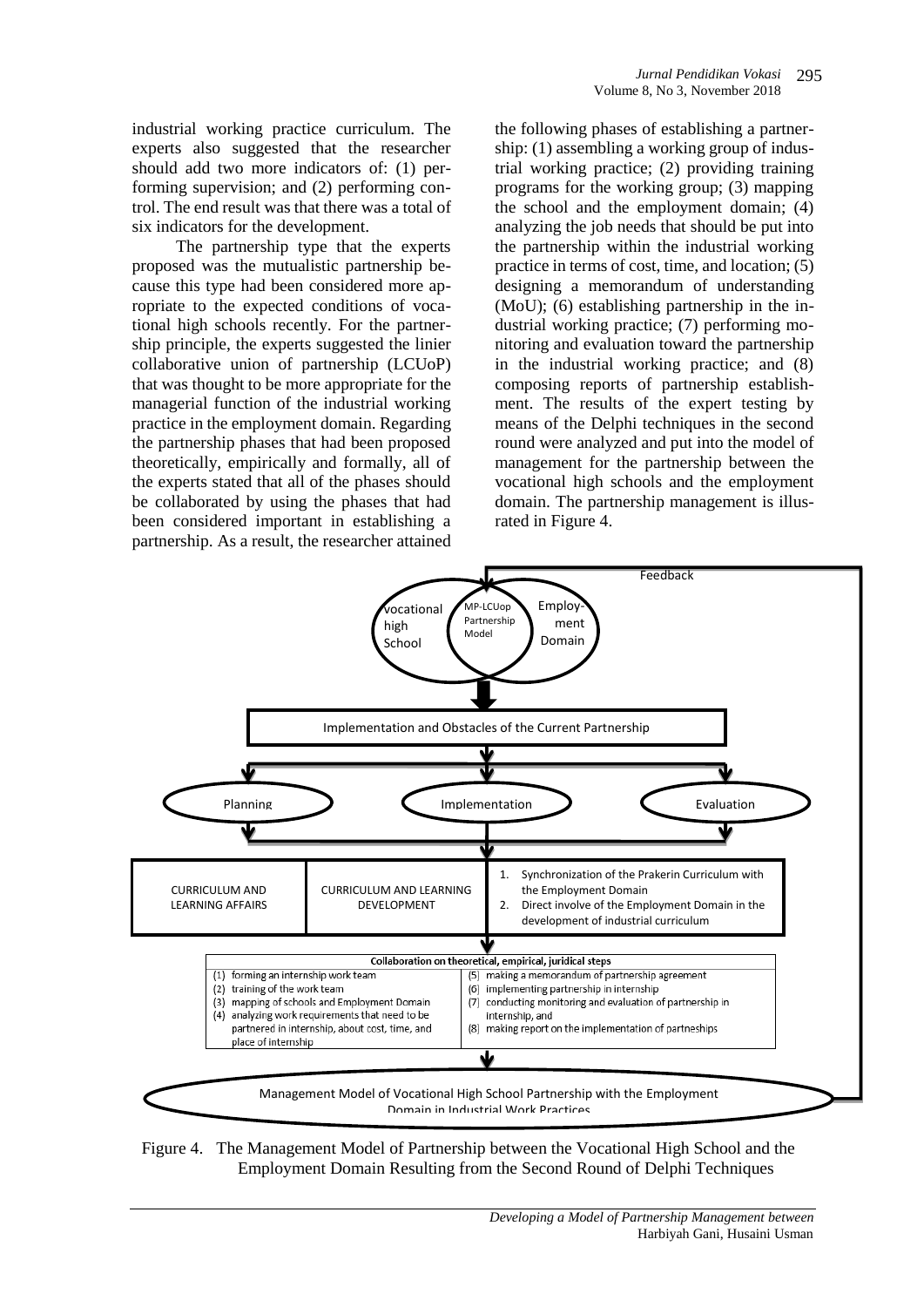industrial working practice curriculum. The experts also suggested that the researcher should add two more indicators of: (1) performing supervision; and (2) performing control. The end result was that there was a total of six indicators for the development.

The partnership type that the experts proposed was the mutualistic partnership because this type had been considered more appropriate to the expected conditions of vocational high schools recently. For the partnership principle, the experts suggested the linier collaborative union of partnership (LCUoP) that was thought to be more appropriate for the managerial function of the industrial working practice in the employment domain. Regarding the partnership phases that had been proposed theoretically, empirically and formally, all of the experts stated that all of the phases should be collaborated by using the phases that had been considered important in establishing a partnership. As a result, the researcher attained the following phases of establishing a partnership: (1) assembling a working group of industrial working practice; (2) providing training programs for the working group; (3) mapping the school and the employment domain; (4) analyzing the job needs that should be put into the partnership within the industrial working practice in terms of cost, time, and location; (5) designing a memorandum of understanding (MoU); (6) establishing partnership in the industrial working practice; (7) performing monitoring and evaluation toward the partnership in the industrial working practice; and (8) composing reports of partnership establishment. The results of the expert testing by means of the Delphi techniques in the second round were analyzed and put into the model of management for the partnership between the vocational high schools and the employment domain. The partnership management is illustrated in Figure 4.

Feedback

Vocational high School | MP-LCUop Partnership Model | Employment Domain

Implementation and Obstacles of the Current Partnership

Planning | Implementation | Evaluation

| CURRICULUM AND LEARNING AFFAIRS | CURRICULUM AND LEARNING DEVELOPMENT | 1. Synchronization of the Prakerin Curriculum with the Employment Domain<br>2. Direct involve of the Employment Domain in the development of industrial curriculum |
|---|---|---|

**Collaboration on theoretical, empirical, juridical steps**

| | |
|---|---|
| (1) forming an internship work team<br>(2) training of the work team<br>(3) mapping of schools and Employment Domain<br>(4) analyzing work requirements that need to be partnered in internship, about cost, time, and place of internship | (5) making a memorandum of partnership agreement<br>(6) implementing partnership in internship<br>(7) conducting monitoring and evaluation of partnership in internship, and<br>(8) making report on the implementation of partnerships |

Management Model of Vocational High School Partnership with the Employment Domain in Industrial Work Practices

Figure 4. The Management Model of Partnership between the Vocational High School and the Employment Domain Resulting from the Second Round of Delphi Techniques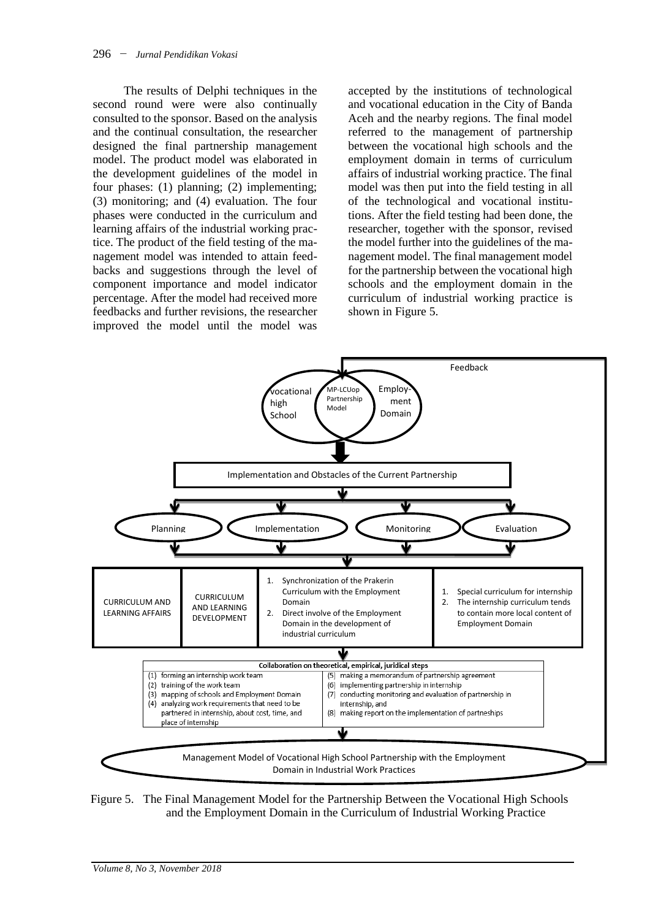The results of Delphi techniques in the second round were were also continually consulted to the sponsor. Based on the analysis and the continual consultation, the researcher designed the final partnership management model. The product model was elaborated in the development guidelines of the model in four phases: (1) planning; (2) implementing; (3) monitoring; and (4) evaluation. The four phases were conducted in the curriculum and learning affairs of the industrial working practice. The product of the field testing of the management model was intended to attain feedbacks and suggestions through the level of component importance and model indicator percentage. After the model had received more feedbacks and further revisions, the researcher improved the model until the model was accepted by the institutions of technological and vocational education in the City of Banda Aceh and the nearby regions. The final model referred to the management of partnership between the vocational high schools and the employment domain in terms of curriculum affairs of industrial working practice. The final model was then put into the field testing in all of the technological and vocational institutions. After the field testing had been done, the researcher, together with the sponsor, revised the model further into the guidelines of the management model. The final management model for the partnership between the vocational high schools and the employment domain in the curriculum of industrial working practice is shown in Figure 5.

Feedback

vocational high School | MP-LCUop Partnership Model | Employment Domain

Implementation and Obstacles of the Current Partnership

Planning | Implementation | Monitoring | Evaluation

| CURRICULUM AND LEARNING AFFAIRS | CURRICULUM AND LEARNING DEVELOPMENT | 1. Synchronization of the Prakerin Curriculum with the Employment Domain 2. Direct involve of the Employment Domain in the development of industrial curriculum | 1. Special curriculum for internship 2. The internship curriculum tends to contain more local content of Employment Domain |
|---|---|---|---|

| Collaboration on theoretical, empirical, juridical steps | |
|---|---|
| (1) forming an internship work team (2) training of the work team (3) mapping of schools and Employment Domain (4) analyzing work requirements that need to be partnered in internship, about cost, time, and place of internship | (5) making a memorandum of partnership agreement (6) implementing partnership in internship (7) conducting monitoring and evaluation of partnership in internship, and (8) making report on the implementation of partneships |

Management Model of Vocational High School Partnership with the Employment Domain in Industrial Work Practices

Figure 5. The Final Management Model for the Partnership Between the Vocational High Schools and the Employment Domain in the Curriculum of Industrial Working Practice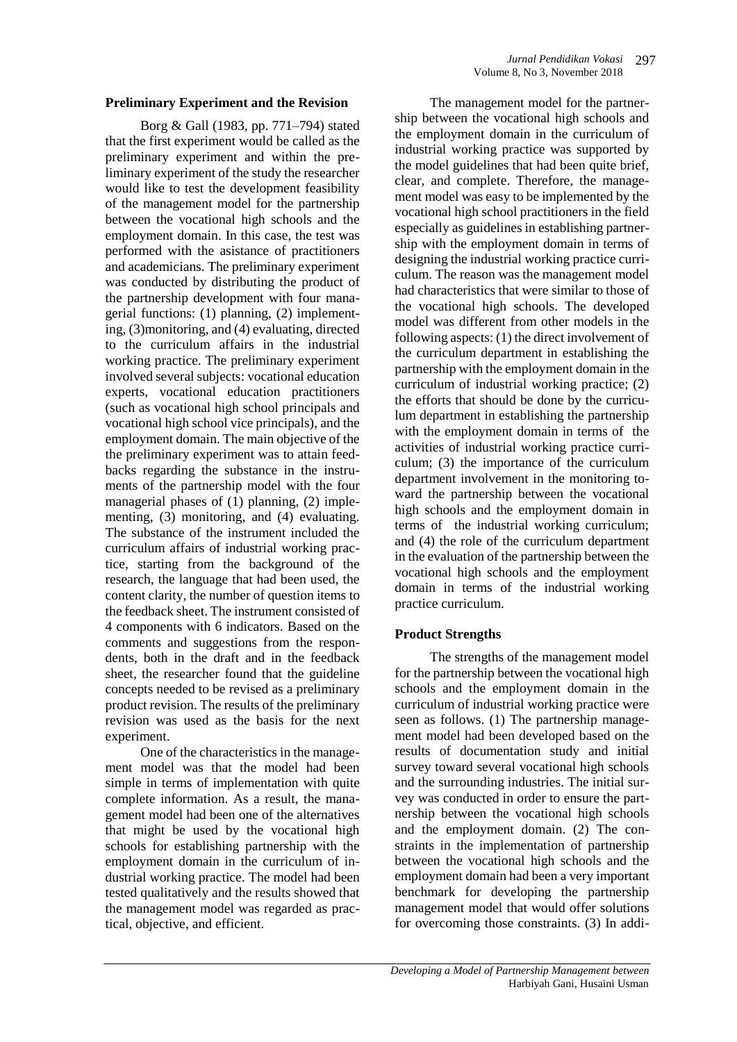### Preliminary Experiment and the Revision

Borg & Gall (1983, pp. 771–794) stated that the first experiment would be called as the preliminary experiment and within the preliminary experiment of the study the researcher would like to test the development feasibility of the management model for the partnership between the vocational high schools and the employment domain. In this case, the test was performed with the asistance of practitioners and academicians. The preliminary experiment was conducted by distributing the product of the partnership development with four managerial functions: (1) planning, (2) implementing, (3)monitoring, and (4) evaluating, directed to the curriculum affairs in the industrial working practice. The preliminary experiment involved several subjects: vocational education experts, vocational education practitioners (such as vocational high school principals and vocational high school vice principals), and the employment domain. The main objective of the preliminary experiment was to attain feedbacks regarding the substance in the instruments of the partnership model with the four managerial phases of (1) planning, (2) implementing, (3) monitoring, and (4) evaluating. The substance of the instrument included the curriculum affairs of industrial working practice, starting from the background of the research, the language that had been used, the content clarity, the number of question items to the feedback sheet. The instrument consisted of 4 components with 6 indicators. Based on the comments and suggestions from the respondents, both in the draft and in the feedback sheet, the researcher found that the guideline concepts needed to be revised as a preliminary product revision. The results of the preliminary revision was used as the basis for the next experiment.

One of the characteristics in the management model was that the model had been simple in terms of implementation with quite complete information. As a result, the management model had been one of the alternatives that might be used by the vocational high schools for establishing partnership with the employment domain in the curriculum of industrial working practice. The model had been tested qualitatively and the results showed that the management model was regarded as practical, objective, and efficient.

The management model for the partnership between the vocational high schools and the employment domain in the curriculum of industrial working practice was supported by the model guidelines that had been quite brief, clear, and complete. Therefore, the management model was easy to be implemented by the vocational high school practitioners in the field especially as guidelines in establishing partnership with the employment domain in terms of designing the industrial working practice curriculum. The reason was the management model had characteristics that were similar to those of the vocational high schools. The developed model was different from other models in the following aspects: (1) the direct involvement of the curriculum department in establishing the partnership with the employment domain in the curriculum of industrial working practice; (2) the efforts that should be done by the curriculum department in establishing the partnership with the employment domain in terms of the activities of industrial working practice curriculum; (3) the importance of the curriculum department involvement in the monitoring toward the partnership between the vocational high schools and the employment domain in terms of the industrial working curriculum; and (4) the role of the curriculum department in the evaluation of the partnership between the vocational high schools and the employment domain in terms of the industrial working practice curriculum.

### Product Strengths

The strengths of the management model for the partnership between the vocational high schools and the employment domain in the curriculum of industrial working practice were seen as follows. (1) The partnership management model had been developed based on the results of documentation study and initial survey toward several vocational high schools and the surrounding industries. The initial survey was conducted in order to ensure the partnership between the vocational high schools and the employment domain. (2) The constraints in the implementation of partnership between the vocational high schools and the employment domain had been a very important benchmark for developing the partnership management model that would offer solutions for overcoming those constraints. (3) In addi-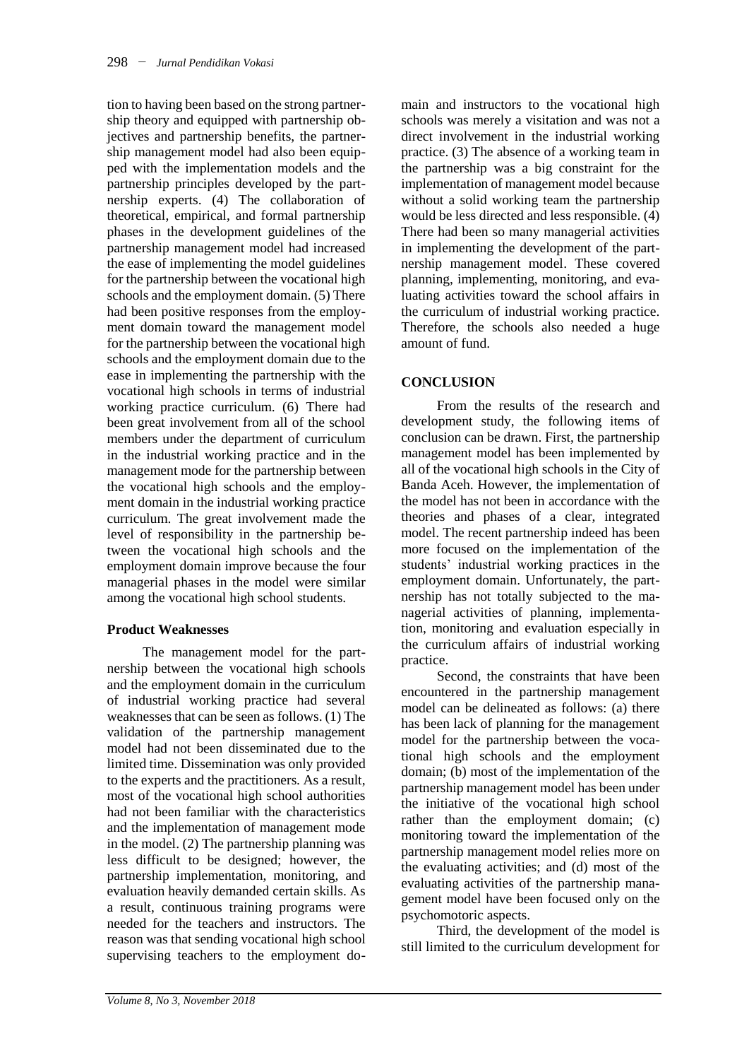tion to having been based on the strong partnership theory and equipped with partnership objectives and partnership benefits, the partnership management model had also been equipped with the implementation models and the partnership principles developed by the partnership experts. (4) The collaboration of theoretical, empirical, and formal partnership phases in the development guidelines of the partnership management model had increased the ease of implementing the model guidelines for the partnership between the vocational high schools and the employment domain. (5) There had been positive responses from the employment domain toward the management model for the partnership between the vocational high schools and the employment domain due to the ease in implementing the partnership with the vocational high schools in terms of industrial working practice curriculum. (6) There had been great involvement from all of the school members under the department of curriculum in the industrial working practice and in the management mode for the partnership between the vocational high schools and the employment domain in the industrial working practice curriculum. The great involvement made the level of responsibility in the partnership between the vocational high schools and the employment domain improve because the four managerial phases in the model were similar among the vocational high school students.

### Product Weaknesses

The management model for the partnership between the vocational high schools and the employment domain in the curriculum of industrial working practice had several weaknesses that can be seen as follows. (1) The validation of the partnership management model had not been disseminated due to the limited time. Dissemination was only provided to the experts and the practitioners. As a result, most of the vocational high school authorities had not been familiar with the characteristics and the implementation of management mode in the model. (2) The partnership planning was less difficult to be designed; however, the partnership implementation, monitoring, and evaluation heavily demanded certain skills. As a result, continuous training programs were needed for the teachers and instructors. The reason was that sending vocational high school supervising teachers to the employment domain and instructors to the vocational high schools was merely a visitation and was not a direct involvement in the industrial working practice. (3) The absence of a working team in the partnership was a big constraint for the implementation of management model because without a solid working team the partnership would be less directed and less responsible. (4) There had been so many managerial activities in implementing the development of the partnership management model. These covered planning, implementing, monitoring, and evaluating activities toward the school affairs in the curriculum of industrial working practice. Therefore, the schools also needed a huge amount of fund.

## CONCLUSION

From the results of the research and development study, the following items of conclusion can be drawn. First, the partnership management model has been implemented by all of the vocational high schools in the City of Banda Aceh. However, the implementation of the model has not been in accordance with the theories and phases of a clear, integrated model. The recent partnership indeed has been more focused on the implementation of the students' industrial working practices in the employment domain. Unfortunately, the partnership has not totally subjected to the managerial activities of planning, implementation, monitoring and evaluation especially in the curriculum affairs of industrial working practice.

Second, the constraints that have been encountered in the partnership management model can be delineated as follows: (a) there has been lack of planning for the management model for the partnership between the vocational high schools and the employment domain; (b) most of the implementation of the partnership management model has been under the initiative of the vocational high school rather than the employment domain; (c) monitoring toward the implementation of the partnership management model relies more on the evaluating activities; and (d) most of the evaluating activities of the partnership management model have been focused only on the psychomotoric aspects.

Third, the development of the model is still limited to the curriculum development for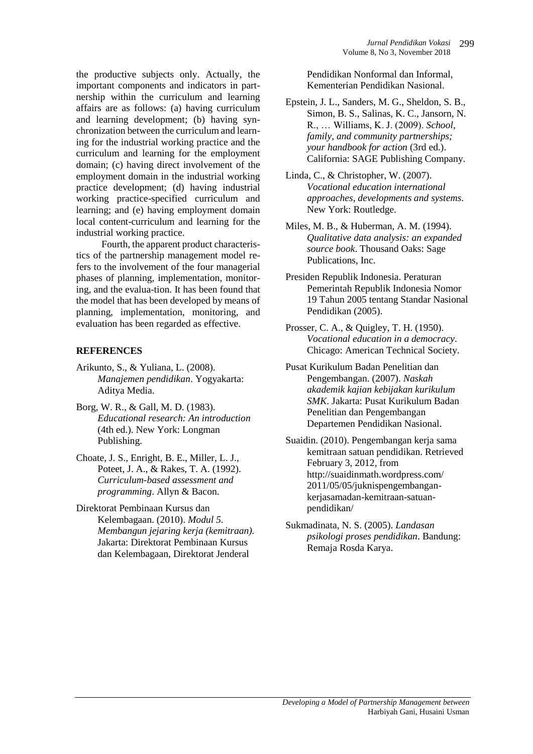the productive subjects only. Actually, the important components and indicators in partnership within the curriculum and learning affairs are as follows: (a) having curriculum and learning development; (b) having synchronization between the curriculum and learning for the industrial working practice and the curriculum and learning for the employment domain; (c) having direct involvement of the employment domain in the industrial working practice development; (d) having industrial working practice-specified curriculum and learning; and (e) having employment domain local content-curriculum and learning for the industrial working practice.

Fourth, the apparent product characteristics of the partnership management model refers to the involvement of the four managerial phases of planning, implementation, monitoring, and the evalua-tion. It has been found that the model that has been developed by means of planning, implementation, monitoring, and evaluation has been regarded as effective.

## REFERENCES

Arikunto, S., & Yuliana, L. (2008). *Manajemen pendidikan*. Yogyakarta: Aditya Media.

Borg, W. R., & Gall, M. D. (1983). *Educational research: An introduction* (4th ed.). New York: Longman Publishing.

Choate, J. S., Enright, B. E., Miller, L. J., Poteet, J. A., & Rakes, T. A. (1992). *Curriculum-based assessment and programming*. Allyn & Bacon.

Direktorat Pembinaan Kursus dan Kelembagaan. (2010). *Modul 5. Membangun jejaring kerja (kemitraan).* Jakarta: Direktorat Pembinaan Kursus dan Kelembagaan, Direktorat Jenderal Pendidikan Nonformal dan Informal, Kementerian Pendidikan Nasional.

Epstein, J. L., Sanders, M. G., Sheldon, S. B., Simon, B. S., Salinas, K. C., Jansorn, N. R., … Williams, K. J. (2009). *School, family, and community partnerships; your handbook for action* (3rd ed.). California: SAGE Publishing Company.

Linda, C., & Christopher, W. (2007). *Vocational education international approaches, developments and systems*. New York: Routledge.

Miles, M. B., & Huberman, A. M. (1994). *Qualitative data analysis: an expanded source book*. Thousand Oaks: Sage Publications, Inc.

Presiden Republik Indonesia. Peraturan Pemerintah Republik Indonesia Nomor 19 Tahun 2005 tentang Standar Nasional Pendidikan (2005).

Prosser, C. A., & Quigley, T. H. (1950). *Vocational education in a democracy*. Chicago: American Technical Society.

Pusat Kurikulum Badan Penelitian dan Pengembangan. (2007). *Naskah akademik kajian kebijakan kurikulum SMK*. Jakarta: Pusat Kurikulum Badan Penelitian dan Pengembangan Departemen Pendidikan Nasional.

Suaidin. (2010). Pengembangan kerja sama kemitraan satuan pendidikan. Retrieved February 3, 2012, from http://suaidinmath.wordpress.com/2011/05/05/juknispengembangan-kerjasamadan-kemitraan-satuan-pendidikan/

Sukmadinata, N. S. (2005). *Landasan psikologi proses pendidikan*. Bandung: Remaja Rosda Karya.